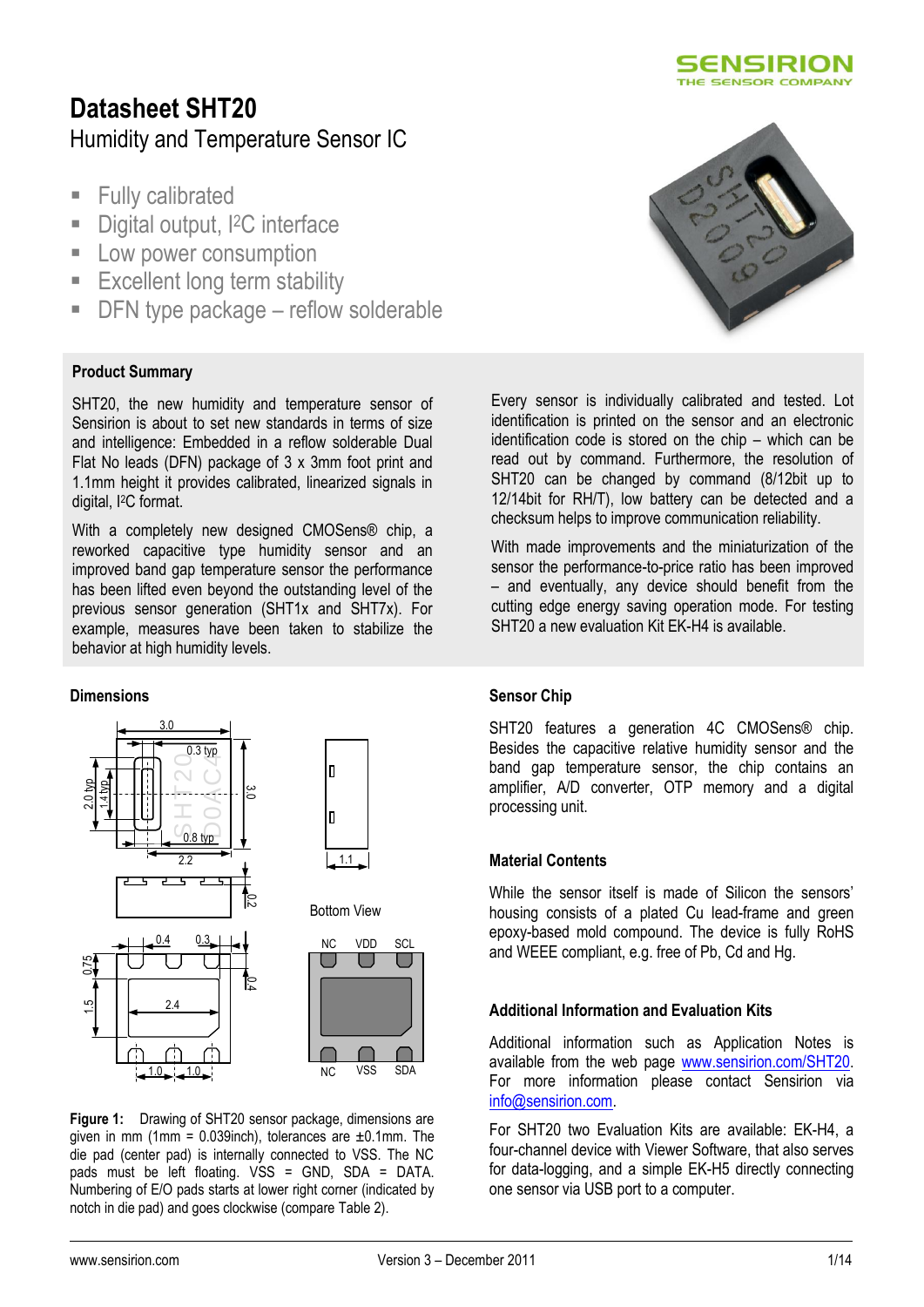# Datasheet SHT20

## Humidity and Temperature Sensor IC

- Fully calibrated
- Digital output, I²C interface
- Low power consumption
- Excellent long term stability
- DFN type package – reflow solderable

### Product Summary

SHT20, the new humidity and temperature sensor of Sensirion is about to set new standards in terms of size and intelligence: Embedded in a reflow solderable Dual Flat No leads (DFN) package of 3 x 3mm foot print and 1.1mm height it provides calibrated, linearized signals in digital, I²C format.

With a completely new designed CMOSens® chip, a reworked capacitive type humidity sensor and an improved band gap temperature sensor the performance has been lifted even beyond the outstanding level of the previous sensor generation (SHT1x and SHT7x). For example, measures have been taken to stabilize the behavior at high humidity levels.

Every sensor is individually calibrated and tested. Lot identification is printed on the sensor and an electronic identification code is stored on the chip – which can be read out by command. Furthermore, the resolution of SHT20 can be changed by command (8/12bit up to 12/14bit for RH/T), low battery can be detected and a checksum helps to improve communication reliability.

With made improvements and the miniaturization of the sensor the performance-to-price ratio has been improved – and eventually, any device should benefit from the cutting edge energy saving operation mode. For testing SHT20 a new evaluation Kit EK-H4 is available.

### Dimensions

**Figure 1:** Drawing of SHT20 sensor package, dimensions are given in mm (1mm = 0.039inch), tolerances are ±0.1mm. The die pad (center pad) is internally connected to VSS. The NC pads must be left floating. VSS = GND, SDA = DATA. Numbering of E/O pads starts at lower right corner (indicated by notch in die pad) and goes clockwise (compare Table 2).

### Sensor Chip

SHT20 features a generation 4C CMOSens® chip. Besides the capacitive relative humidity sensor and the band gap temperature sensor, the chip contains an amplifier, A/D converter, OTP memory and a digital processing unit.

### Material Contents

While the sensor itself is made of Silicon the sensors' housing consists of a plated Cu lead-frame and green epoxy-based mold compound. The device is fully RoHS and WEEE compliant, e.g. free of Pb, Cd and Hg.

### Additional Information and Evaluation Kits

Additional information such as Application Notes is available from the web page [www.sensirion.com/SHT20](www.sensirion.com/SHT20). For more information please contact Sensirion via [info@sensirion.com](mailto:info@sensirion.com).

For SHT20 two Evaluation Kits are available: EK-H4, a four-channel device with Viewer Software, that also serves for data-logging, and a simple EK-H5 directly connecting one sensor via USB port to a computer.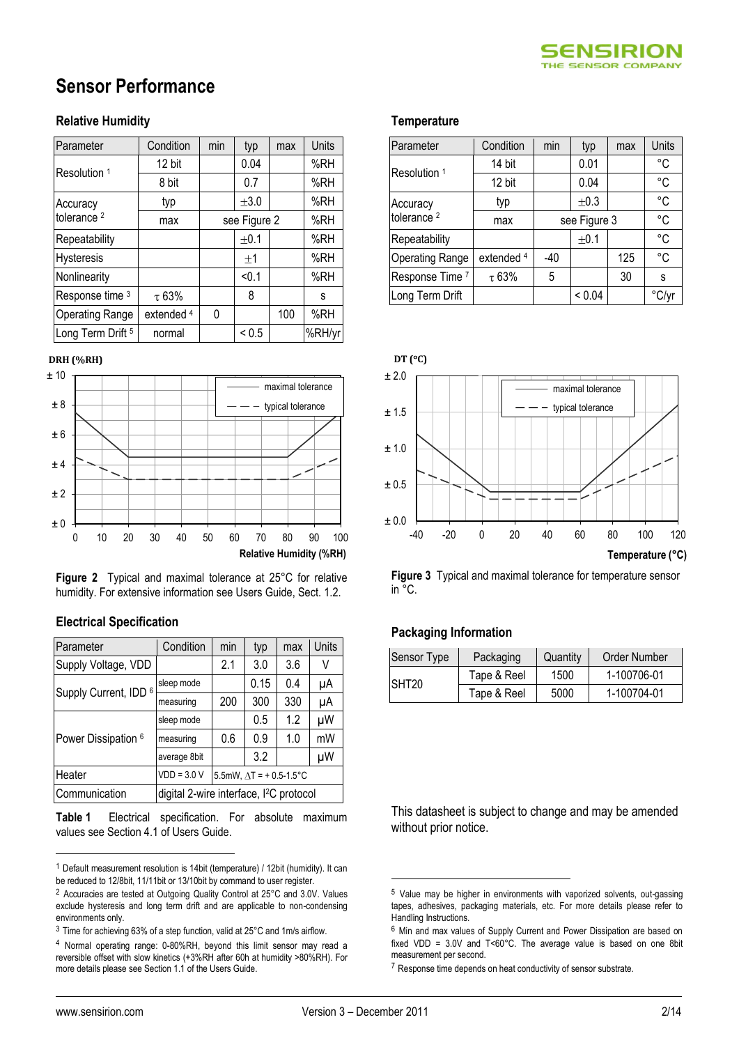# Sensor Performance

### Relative Humidity

| Parameter | Condition | min | typ | max | Units |
|---|---|---|---|---|---|
| Resolution [1] | 12 bit | | 0.04 | | %RH |
| | 8 bit | | 0.7 | | %RH |
| Accuracy tolerance [2] | typ | | ±3.0 | | %RH |
| | max | see Figure 2 | | | %RH |
| Repeatability | | | ±0.1 | | %RH |
| Hysteresis | | | ±1 | | %RH |
| Nonlinearity | | | <0.1 | | %RH |
| Response time [3] | τ 63% | | 8 | | s |
| Operating Range | extended [4] | 0 | | 100 | %RH |
| Long Term Drift [5] | normal | | < 0.5 | | %RH/yr |

**Figure 2** Typical and maximal tolerance at 25°C for relative humidity. For extensive information see Users Guide, Sect. 1.2.

### Electrical Specification

| Parameter | Condition | min | typ | max | Units |
|---|---|---|---|---|---|
| Supply Voltage, VDD | | 2.1 | 3.0 | 3.6 | V |
| Supply Current, IDD [6] | sleep mode | | 0.15 | 0.4 | µA |
| | measuring | 200 | 300 | 330 | µA |
| Power Dissipation [6] | sleep mode | | 0.5 | 1.2 | µW |
| | measuring | 0.6 | 0.9 | 1.0 | mW |
| | average 8bit | | 3.2 | | µW |
| Heater | VDD = 3.0 V | 5.5mW, ΔT = + 0.5-1.5°C | | | |
| Communication | digital 2-wire interface, I²C protocol | | | | |

**Table 1** Electrical specification. For absolute maximum values see Section 4.1 of Users Guide.

### Temperature

| Parameter | Condition | min | typ | max | Units |
|---|---|---|---|---|---|
| Resolution [1] | 14 bit | | 0.01 | | °C |
| | 12 bit | | 0.04 | | °C |
| Accuracy tolerance [2] | typ | | ±0.3 | | °C |
| | max | see Figure 3 | | | °C |
| Repeatability | | | ±0.1 | | °C |
| Operating Range | extended [4] | -40 | | 125 | °C |
| Response Time [7] | τ 63% | 5 | | 30 | s |
| Long Term Drift | | | < 0.04 | | °C/yr |

**Figure 3** Typical and maximal tolerance for temperature sensor in °C.

### Packaging Information

| Sensor Type | Packaging | Quantity | Order Number |
|---|---|---|---|
| SHT20 | Tape & Reel | 1500 | 1-100706-01 |
| | Tape & Reel | 5000 | 1-100704-01 |

This datasheet is subject to change and may be amended without prior notice.

---

[1] Default measurement resolution is 14bit (temperature) / 12bit (humidity). It can be reduced to 12/8bit, 11/11bit or 13/10bit by command to user register.

[2] Accuracies are tested at Outgoing Quality Control at 25°C and 3.0V. Values exclude hysteresis and long term drift and are applicable to non-condensing environments only.

[3] Time for achieving 63% of a step function, valid at 25°C and 1m/s airflow.

[4] Normal operating range: 0-80%RH, beyond this limit sensor may read a reversible offset with slow kinetics (+3%RH after 60h at humidity >80%RH). For more details please see Section 1.1 of the Users Guide.

[5] Value may be higher in environments with vaporized solvents, out-gassing tapes, adhesives, packaging materials, etc. For more details please refer to Handling Instructions.

[6] Min and max values of Supply Current and Power Dissipation are based on fixed VDD = 3.0V and T<60°C. The average value is based on one 8bit measurement per second.

[7] Response time depends on heat conductivity of sensor substrate.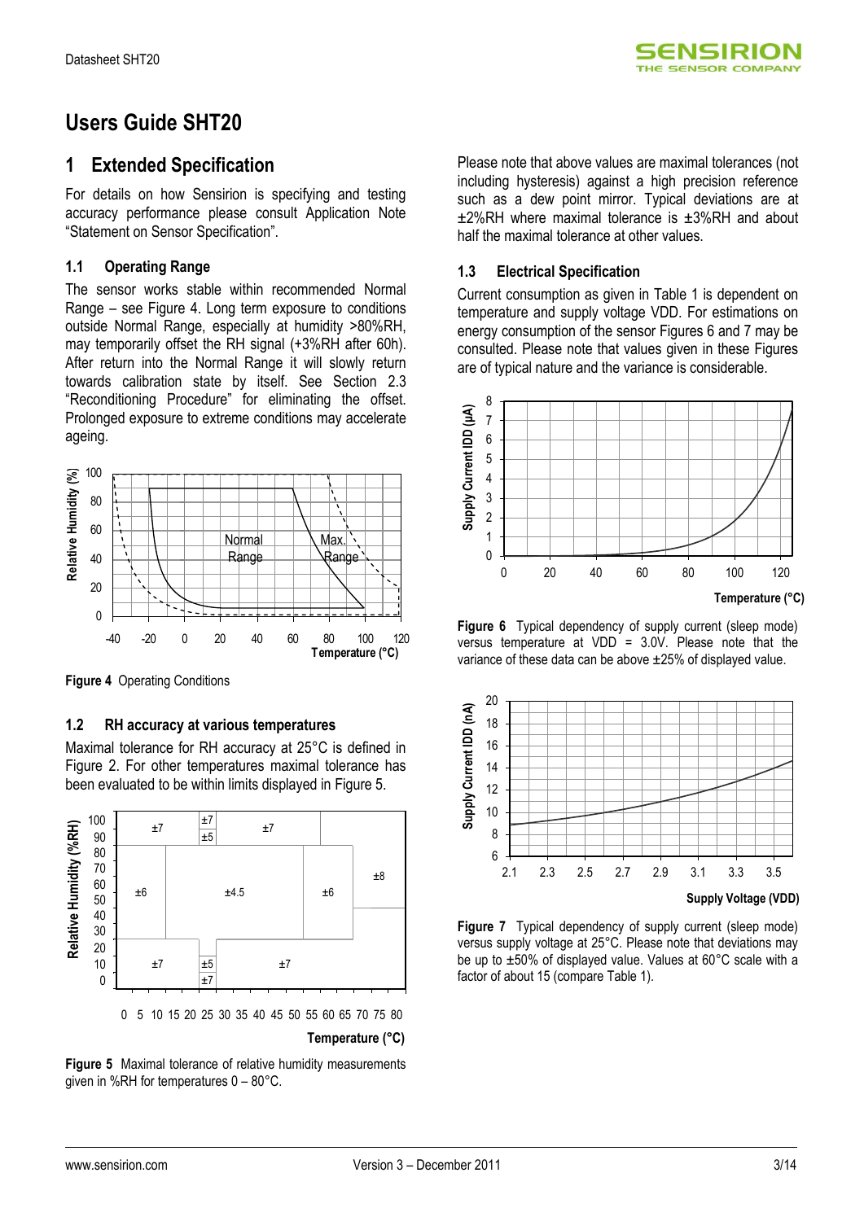# Users Guide SHT20

## 1 Extended Specification

For details on how Sensirion is specifying and testing accuracy performance please consult Application Note "Statement on Sensor Specification".

### 1.1 Operating Range

The sensor works stable within recommended Normal Range – see Figure 4. Long term exposure to conditions outside Normal Range, especially at humidity >80%RH, may temporarily offset the RH signal (+3%RH after 60h). After return into the Normal Range it will slowly return towards calibration state by itself. See Section 2.3 "Reconditioning Procedure" for eliminating the offset. Prolonged exposure to extreme conditions may accelerate ageing.

**Figure 4** Operating Conditions

### 1.2 RH accuracy at various temperatures

Maximal tolerance for RH accuracy at 25°C is defined in Figure 2. For other temperatures maximal tolerance has been evaluated to be within limits displayed in Figure 5.

**Figure 5** Maximal tolerance of relative humidity measurements given in %RH for temperatures 0 – 80°C.

Please note that above values are maximal tolerances (not including hysteresis) against a high precision reference such as a dew point mirror. Typical deviations are at ±2%RH where maximal tolerance is ±3%RH and about half the maximal tolerance at other values.

### 1.3 Electrical Specification

Current consumption as given in Table 1 is dependent on temperature and supply voltage VDD. For estimations on energy consumption of the sensor Figures 6 and 7 may be consulted. Please note that values given in these Figures are of typical nature and the variance is considerable.

**Figure 6** Typical dependency of supply current (sleep mode) versus temperature at VDD = 3.0V. Please note that the variance of these data can be above ±25% of displayed value.

**Figure 7** Typical dependency of supply current (sleep mode) versus supply voltage at 25°C. Please note that deviations may be up to ±50% of displayed value. Values at 60°C scale with a factor of about 15 (compare Table 1).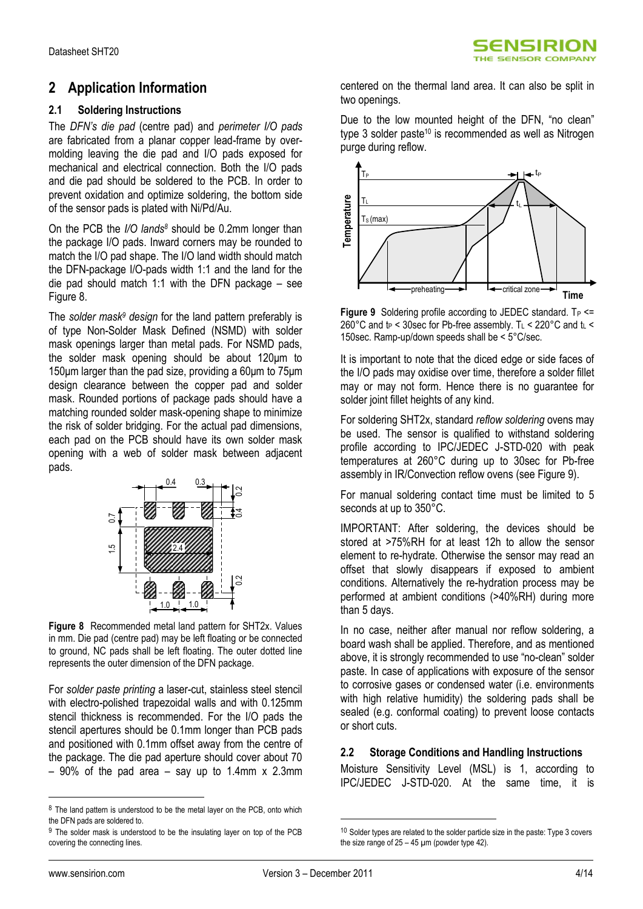# 2 Application Information

## 2.1 Soldering Instructions

The *DFN's die pad* (centre pad) and *perimeter I/O pads* are fabricated from a planar copper lead-frame by over-molding leaving the die pad and I/O pads exposed for mechanical and electrical connection. Both the I/O pads and die pad should be soldered to the PCB. In order to prevent oxidation and optimize soldering, the bottom side of the sensor pads is plated with Ni/Pd/Au.

On the PCB the *I/O lands*[8] should be 0.2mm longer than the package I/O pads. Inward corners may be rounded to match the I/O pad shape. The I/O land width should match the DFN-package I/O-pads width 1:1 and the land for the die pad should match 1:1 with the DFN package – see Figure 8.

The *solder mask*[9] *design* for the land pattern preferably is of type Non-Solder Mask Defined (NSMD) with solder mask openings larger than metal pads. For NSMD pads, the solder mask opening should be about 120µm to 150µm larger than the pad size, providing a 60µm to 75µm design clearance between the copper pad and solder mask. Rounded portions of package pads should have a matching rounded solder mask-opening shape to minimize the risk of solder bridging. For the actual pad dimensions, each pad on the PCB should have its own solder mask opening with a web of solder mask between adjacent pads.

**Figure 8** Recommended metal land pattern for SHT2x. Values in mm. Die pad (centre pad) may be left floating or be connected to ground, NC pads shall be left floating. The outer dotted line represents the outer dimension of the DFN package.

For *solder paste printing* a laser-cut, stainless steel stencil with electro-polished trapezoidal walls and with 0.125mm stencil thickness is recommended. For the I/O pads the stencil apertures should be 0.1mm longer than PCB pads and positioned with 0.1mm offset away from the centre of the package. The die pad aperture should cover about 70 – 90% of the pad area – say up to 1.4mm x 2.3mm centered on the thermal land area. It can also be split in two openings.

Due to the low mounted height of the DFN, "no clean" type 3 solder paste[10] is recommended as well as Nitrogen purge during reflow.

**Figure 9** Soldering profile according to JEDEC standard. $T_P \le 260°C$ and $t_P < 30sec$ for Pb-free assembly. $T_L < 220°C$ and $t_L < 150sec$. Ramp-up/down speeds shall be < 5°C/sec.

It is important to note that the diced edge or side faces of the I/O pads may oxidise over time, therefore a solder fillet may or may not form. Hence there is no guarantee for solder joint fillet heights of any kind.

For soldering SHT2x, standard *reflow soldering* ovens may be used. The sensor is qualified to withstand soldering profile according to IPC/JEDEC J-STD-020 with peak temperatures at 260°C during up to 30sec for Pb-free assembly in IR/Convection reflow ovens (see Figure 9).

For manual soldering contact time must be limited to 5 seconds at up to 350°C.

IMPORTANT: After soldering, the devices should be stored at >75%RH for at least 12h to allow the sensor element to re-hydrate. Otherwise the sensor may read an offset that slowly disappears if exposed to ambient conditions. Alternatively the re-hydration process may be performed at ambient conditions (>40%RH) during more than 5 days.

In no case, neither after manual nor reflow soldering, a board wash shall be applied. Therefore, and as mentioned above, it is strongly recommended to use "no-clean" solder paste. In case of applications with exposure of the sensor to corrosive gases or condensed water (i.e. environments with high relative humidity) the soldering pads shall be sealed (e.g. conformal coating) to prevent loose contacts or short cuts.

## 2.2 Storage Conditions and Handling Instructions

Moisture Sensitivity Level (MSL) is 1, according to IPC/JEDEC J-STD-020. At the same time, it is

---

[8] The land pattern is understood to be the metal layer on the PCB, onto which the DFN pads are soldered to.

[9] The solder mask is understood to be the insulating layer on top of the PCB covering the connecting lines.

[10] Solder types are related to the solder particle size in the paste: Type 3 covers the size range of 25 – 45 µm (powder type 42).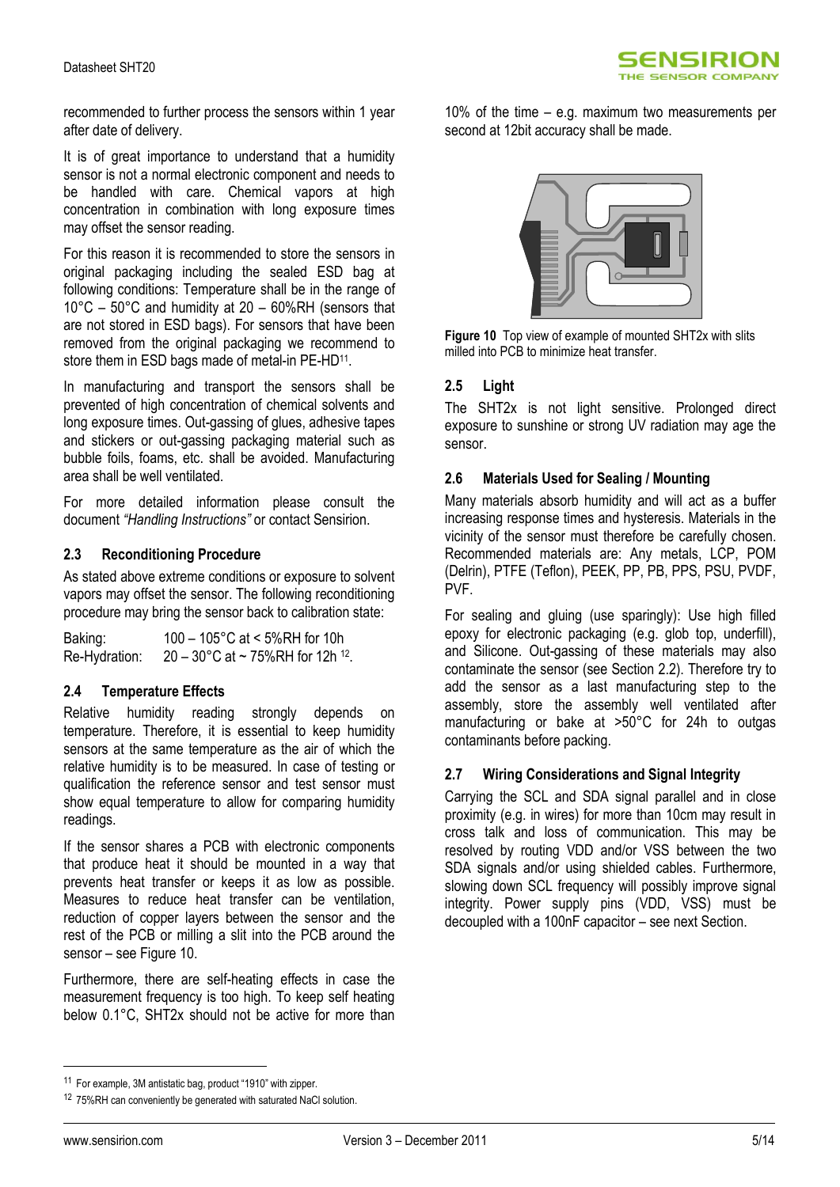recommended to further process the sensors within 1 year after date of delivery.

It is of great importance to understand that a humidity sensor is not a normal electronic component and needs to be handled with care. Chemical vapors at high concentration in combination with long exposure times may offset the sensor reading.

For this reason it is recommended to store the sensors in original packaging including the sealed ESD bag at following conditions: Temperature shall be in the range of 10°C – 50°C and humidity at 20 – 60%RH (sensors that are not stored in ESD bags). For sensors that have been removed from the original packaging we recommend to store them in ESD bags made of metal-in PE-HD[11].

In manufacturing and transport the sensors shall be prevented of high concentration of chemical solvents and long exposure times. Out-gassing of glues, adhesive tapes and stickers or out-gassing packaging material such as bubble foils, foams, etc. shall be avoided. Manufacturing area shall be well ventilated.

For more detailed information please consult the document *"Handling Instructions"* or contact Sensirion.

### 2.3 Reconditioning Procedure

As stated above extreme conditions or exposure to solvent vapors may offset the sensor. The following reconditioning procedure may bring the sensor back to calibration state:

Baking: 100 – 105°C at < 5%RH for 10h
Re-Hydration: 20 – 30°C at ~ 75%RH for 12h [12].

### 2.4 Temperature Effects

Relative humidity reading strongly depends on temperature. Therefore, it is essential to keep humidity sensors at the same temperature as the air of which the relative humidity is to be measured. In case of testing or qualification the reference sensor and test sensor must show equal temperature to allow for comparing humidity readings.

If the sensor shares a PCB with electronic components that produce heat it should be mounted in a way that prevents heat transfer or keeps it as low as possible. Measures to reduce heat transfer can be ventilation, reduction of copper layers between the sensor and the rest of the PCB or milling a slit into the PCB around the sensor – see Figure 10.

Furthermore, there are self-heating effects in case the measurement frequency is too high. To keep self heating below 0.1°C, SHT2x should not be active for more than 10% of the time – e.g. maximum two measurements per second at 12bit accuracy shall be made.

**Figure 10** Top view of example of mounted SHT2x with slits milled into PCB to minimize heat transfer.

### 2.5 Light

The SHT2x is not light sensitive. Prolonged direct exposure to sunshine or strong UV radiation may age the sensor.

### 2.6 Materials Used for Sealing / Mounting

Many materials absorb humidity and will act as a buffer increasing response times and hysteresis. Materials in the vicinity of the sensor must therefore be carefully chosen. Recommended materials are: Any metals, LCP, POM (Delrin), PTFE (Teflon), PEEK, PP, PB, PPS, PSU, PVDF, PVF.

For sealing and gluing (use sparingly): Use high filled epoxy for electronic packaging (e.g. glob top, underfill), and Silicone. Out-gassing of these materials may also contaminate the sensor (see Section 2.2). Therefore try to add the sensor as a last manufacturing step to the assembly, store the assembly well ventilated after manufacturing or bake at >50°C for 24h to outgas contaminants before packing.

### 2.7 Wiring Considerations and Signal Integrity

Carrying the SCL and SDA signal parallel and in close proximity (e.g. in wires) for more than 10cm may result in cross talk and loss of communication. This may be resolved by routing VDD and/or VSS between the two SDA signals and/or using shielded cables. Furthermore, slowing down SCL frequency will possibly improve signal integrity. Power supply pins (VDD, VSS) must be decoupled with a 100nF capacitor – see next Section.

---

[11] For example, 3M antistatic bag, product "1910" with zipper.

[12] 75%RH can conveniently be generated with saturated NaCl solution.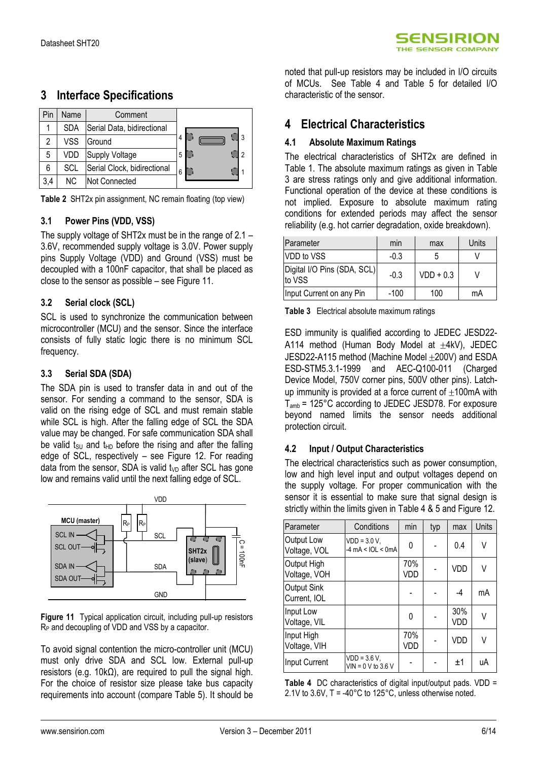# 3 Interface Specifications

| Pin | Name | Comment |
|---|---|---|
| 1 | SDA | Serial Data, bidirectional |
| 2 | VSS | Ground |
| 5 | VDD | Supply Voltage |
| 6 | SCL | Serial Clock, bidirectional |
| 3,4 | NC | Not Connected |

**Table 2** SHT2x pin assignment, NC remain floating (top view)

## 3.1 Power Pins (VDD, VSS)

The supply voltage of SHT2x must be in the range of 2.1 – 3.6V, recommended supply voltage is 3.0V. Power supply pins Supply Voltage (VDD) and Ground (VSS) must be decoupled with a 100nF capacitor, that shall be placed as close to the sensor as possible – see Figure 11.

## 3.2 Serial clock (SCL)

SCL is used to synchronize the communication between microcontroller (MCU) and the sensor. Since the interface consists of fully static logic there is no minimum SCL frequency.

## 3.3 Serial SDA (SDA)

The SDA pin is used to transfer data in and out of the sensor. For sending a command to the sensor, SDA is valid on the rising edge of SCL and must remain stable while SCL is high. After the falling edge of SCL the SDA value may be changed. For safe communication SDA shall be valid $t_{SU}$ and $t_{HD}$ before the rising and after the falling edge of SCL, respectively – see Figure 12. For reading data from the sensor, SDA is valid $t_{VD}$ after SCL has gone low and remains valid until the next falling edge of SCL.

**Figure 11** Typical application circuit, including pull-up resistors $R_P$ and decoupling of VDD and VSS by a capacitor.

To avoid signal contention the micro-controller unit (MCU) must only drive SDA and SCL low. External pull-up resistors (e.g. 10kΩ), are required to pull the signal high. For the choice of resistor size please take bus capacity requirements into account (compare Table 5). It should be noted that pull-up resistors may be included in I/O circuits of MCUs. See Table 4 and Table 5 for detailed I/O characteristic of the sensor.

# 4 Electrical Characteristics

## 4.1 Absolute Maximum Ratings

The electrical characteristics of SHT2x are defined in Table 1. The absolute maximum ratings as given in Table 3 are stress ratings only and give additional information. Functional operation of the device at these conditions is not implied. Exposure to absolute maximum rating conditions for extended periods may affect the sensor reliability (e.g. hot carrier degradation, oxide breakdown).

| Parameter | min | max | Units |
|---|---|---|---|
| VDD to VSS | -0.3 | 5 | V |
| Digital I/O Pins (SDA, SCL) to VSS | -0.3 | VDD + 0.3 | V |
| Input Current on any Pin | -100 | 100 | mA |

**Table 3** Electrical absolute maximum ratings

ESD immunity is qualified according to JEDEC JESD22-A114 method (Human Body Model at ±4kV), JEDEC JESD22-A115 method (Machine Model ±200V) and ESDA ESD-STM5.3.1-1999 and AEC-Q100-011 (Charged Device Model, 750V corner pins, 500V other pins). Latch-up immunity is provided at a force current of ±100mA with $T_{amb}$ = 125°C according to JEDEC JESD78. For exposure beyond named limits the sensor needs additional protection circuit.

## 4.2 Input / Output Characteristics

The electrical characteristics such as power consumption, low and high level input and output voltages depend on the supply voltage. For proper communication with the sensor it is essential to make sure that signal design is strictly within the limits given in Table 4 & 5 and Figure 12.

| Parameter | Conditions | min | typ | max | Units |
|---|---|---|---|---|---|
| Output Low Voltage, VOL | VDD = 3.0 V, -4 mA < IOL < 0mA | 0 | - | 0.4 | V |
| Output High Voltage, VOH | | 70% VDD | - | VDD | V |
| Output Sink Current, IOL | | - | - | -4 | mA |
| Input Low Voltage, VIL | | 0 | - | 30% VDD | V |
| Input High Voltage, VIH | | 70% VDD | - | VDD | V |
| Input Current | VDD = 3.6 V, VIN = 0 V to 3.6 V | - | - | ±1 | uA |

**Table 4** DC characteristics of digital input/output pads. VDD = 2.1V to 3.6V, T = -40°C to 125°C, unless otherwise noted.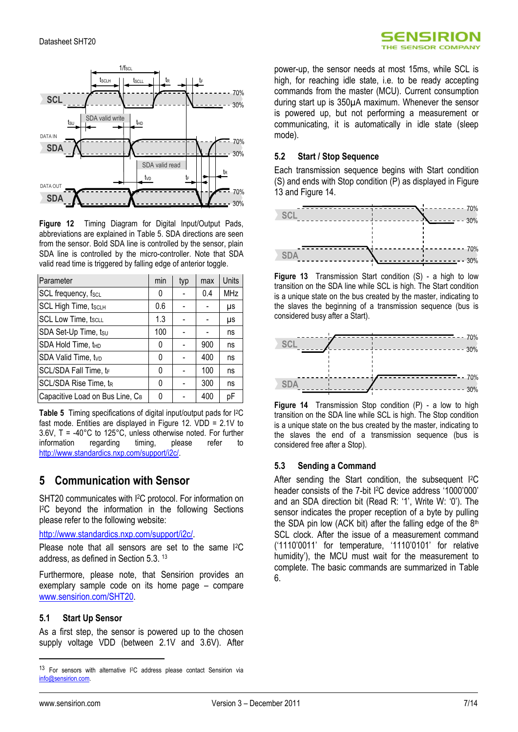Figure 12 Timing Diagram for Digital Input/Output Pads, abbreviations are explained in Table 5. SDA directions are seen from the sensor. Bold SDA line is controlled by the sensor, plain SDA line is controlled by the micro-controller. Note that SDA valid read time is triggered by falling edge of anterior toggle.

| Parameter | min | typ | max | Units |
|---|---|---|---|---|
| SCL frequency, $f_{SCL}$ | 0 | - | 0.4 | MHz |
| SCL High Time, $t_{SCLH}$ | 0.6 | - | - | µs |
| SCL Low Time, $t_{SCLL}$ | 1.3 | - | - | µs |
| SDA Set-Up Time, $t_{SU}$ | 100 | - | - | ns |
| SDA Hold Time, $t_{HD}$ | 0 | - | 900 | ns |
| SDA Valid Time, $t_{VD}$ | 0 | - | 400 | ns |
| SCL/SDA Fall Time, $t_F$ | 0 | - | 100 | ns |
| SCL/SDA Rise Time, $t_R$ | 0 | - | 300 | ns |
| Capacitive Load on Bus Line, $C_B$ | 0 | - | 400 | pF |

**Table 5** Timing specifications of digital input/output pads for I²C fast mode. Entities are displayed in Figure 12. VDD = 2.1V to 3.6V, T = -40°C to 125°C, unless otherwise noted. For further information regarding timing, please refer to http://www.standardics.nxp.com/support/i2c/.

# 5 Communication with Sensor

SHT20 communicates with I²C protocol. For information on I²C beyond the information in the following Sections please refer to the following website:

http://www.standardics.nxp.com/support/i2c/.

Please note that all sensors are set to the same I²C address, as defined in Section 5.3. [13]

Furthermore, please note, that Sensirion provides an exemplary sample code on its home page – compare www.sensirion.com/SHT20.

## 5.1 Start Up Sensor

As a first step, the sensor is powered up to the chosen supply voltage VDD (between 2.1V and 3.6V). After power-up, the sensor needs at most 15ms, while SCL is high, for reaching idle state, i.e. to be ready accepting commands from the master (MCU). Current consumption during start up is 350µA maximum. Whenever the sensor is powered up, but not performing a measurement or communicating, it is automatically in idle state (sleep mode).

## 5.2 Start / Stop Sequence

Each transmission sequence begins with Start condition (S) and ends with Stop condition (P) as displayed in Figure 13 and Figure 14.

**Figure 13** Transmission Start condition (S) - a high to low transition on the SDA line while SCL is high. The Start condition is a unique state on the bus created by the master, indicating to the slaves the beginning of a transmission sequence (bus is considered busy after a Start).

**Figure 14** Transmission Stop condition (P) - a low to high transition on the SDA line while SCL is high. The Stop condition is a unique state on the bus created by the master, indicating to the slaves the end of a transmission sequence (bus is considered free after a Stop).

## 5.3 Sending a Command

After sending the Start condition, the subsequent I²C header consists of the 7-bit I²C device address '1000'000' and an SDA direction bit (Read R: '1', Write W: '0'). The sensor indicates the proper reception of a byte by pulling the SDA pin low (ACK bit) after the falling edge of the 8th SCL clock. After the issue of a measurement command ('1110'0011' for temperature, '1110'0101' for relative humidity'), the MCU must wait for the measurement to complete. The basic commands are summarized in Table 6.

[13] For sensors with alternative I²C address please contact Sensirion via info@sensirion.com.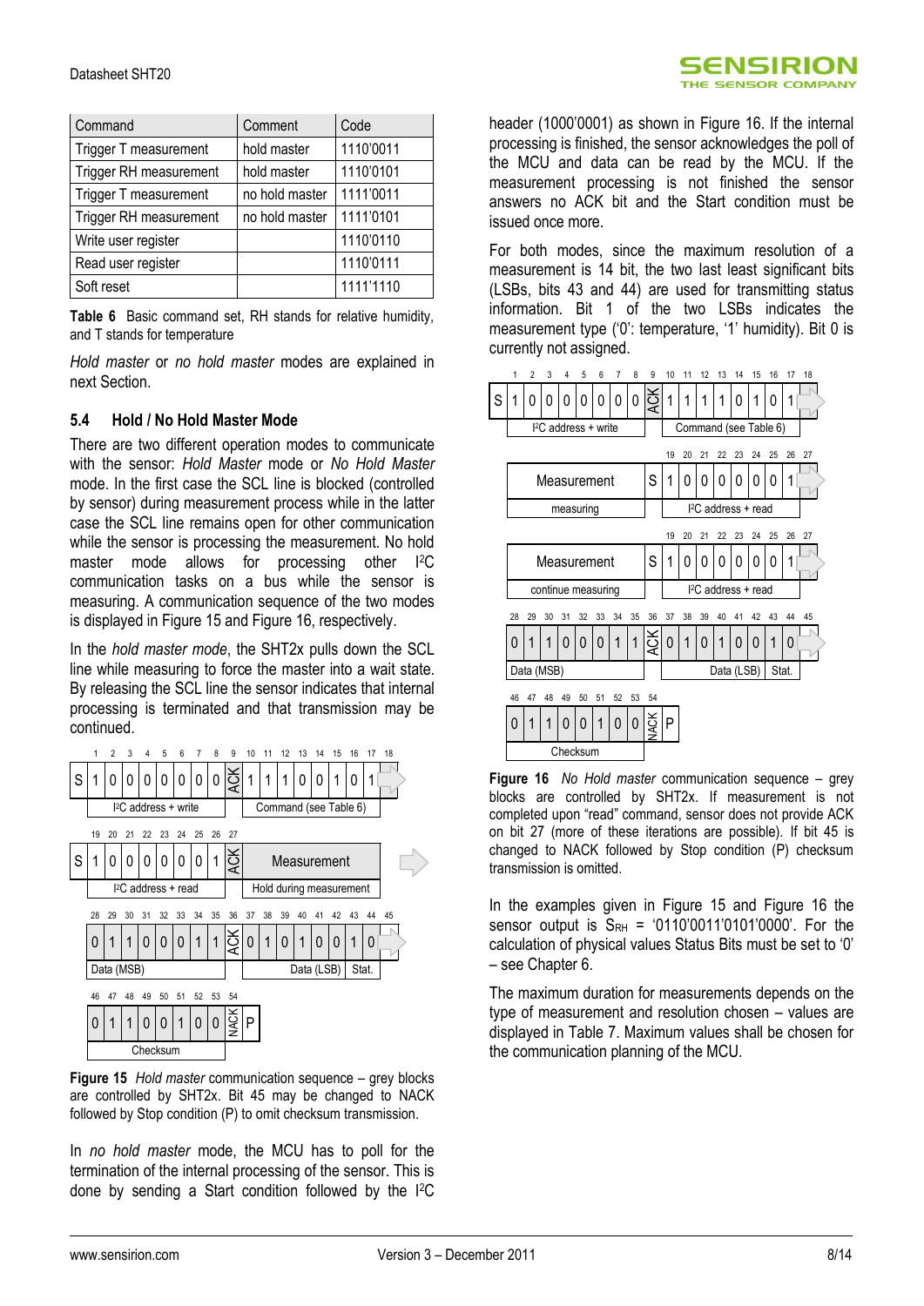| Command | Comment | Code |
|---|---|---|
| Trigger T measurement | hold master | 1110'0011 |
| Trigger RH measurement | hold master | 1110'0101 |
| Trigger T measurement | no hold master | 1111'0011 |
| Trigger RH measurement | no hold master | 1111'0101 |
| Write user register | | 1110'0110 |
| Read user register | | 1110'0111 |
| Soft reset | | 1111'1110 |

**Table 6** Basic command set, RH stands for relative humidity, and T stands for temperature

*Hold master* or *no hold master* modes are explained in next Section.

### 5.4 Hold / No Hold Master Mode

There are two different operation modes to communicate with the sensor: *Hold Master* mode or *No Hold Master* mode. In the first case the SCL line is blocked (controlled by sensor) during measurement process while in the latter case the SCL line remains open for other communication while the sensor is processing the measurement. No hold master mode allows for processing other I²C communication tasks on a bus while the sensor is measuring. A communication sequence of the two modes is displayed in Figure 15 and Figure 16, respectively.

In the *hold master mode*, the SHT2x pulls down the SCL line while measuring to force the master into a wait state. By releasing the SCL line the sensor indicates that internal processing is terminated and that transmission may be continued.

| | 1 | 2 | 3 | 4 | 5 | 6 | 7 | 8 | 9 | 10 | 11 | 12 | 13 | 14 | 15 | 16 | 17 | 18 |
|---|---|---|---|---|---|---|---|---|---|---|---|---|---|---|---|---|---|---|
| S | 1 | 0 | 0 | 0 | 0 | 0 | 0 | 0 | ACK | 1 | 1 | 1 | 0 | 0 | 1 | 0 | 1 | |
| | I²C address + write | | | | | | | | | Command (see Table 6) | | | | | | | | |

| | 19 | 20 | 21 | 22 | 23 | 24 | 25 | 26 | 27 | |
|---|---|---|---|---|---|---|---|---|---|---|
| S | 1 | 0 | 0 | 0 | 0 | 0 | 0 | 1 | ACK | Measurement |
| | I²C address + read | | | | | | | | | Hold during measurement |

| 28 | 29 | 30 | 31 | 32 | 33 | 34 | 35 | 36 | 37 | 38 | 39 | 40 | 41 | 42 | 43 | 44 | 45 |
|---|---|---|---|---|---|---|---|---|---|---|---|---|---|---|---|---|---|
| 0 | 1 | 1 | 0 | 0 | 0 | 1 | 1 | ACK | 0 | 1 | 0 | 1 | 0 | 0 | 1 | 0 | |
| Data (MSB) | | | | | | | | | | | | Data (LSB) | | | | Stat. | |

| 46 | 47 | 48 | 49 | 50 | 51 | 52 | 53 | 54 | |
|---|---|---|---|---|---|---|---|---|---|
| 0 | 1 | 1 | 0 | 0 | 1 | 0 | 0 | NACK | P |
| Checksum | | | | | | | | | |

**Figure 15** *Hold master* communication sequence – grey blocks are controlled by SHT2x. Bit 45 may be changed to NACK followed by Stop condition (P) to omit checksum transmission.

In *no hold master* mode, the MCU has to poll for the termination of the internal processing of the sensor. This is done by sending a Start condition followed by the I²C header (1000'0001) as shown in Figure 16. If the internal processing is finished, the sensor acknowledges the poll of the MCU and data can be read by the MCU. If the measurement processing is not finished the sensor answers no ACK bit and the Start condition must be issued once more.

For both modes, since the maximum resolution of a measurement is 14 bit, the two last least significant bits (LSBs, bits 43 and 44) are used for transmitting status information. Bit 1 of the two LSBs indicates the measurement type ('0': temperature, '1' humidity). Bit 0 is currently not assigned.

| | 1 | 2 | 3 | 4 | 5 | 6 | 7 | 8 | 9 | 10 | 11 | 12 | 13 | 14 | 15 | 16 | 17 | 18 |
|---|---|---|---|---|---|---|---|---|---|---|---|---|---|---|---|---|---|---|
| S | 1 | 0 | 0 | 0 | 0 | 0 | 0 | 0 | ACK | 1 | 1 | 1 | 1 | 0 | 1 | 0 | 1 | |
| | I²C address + write | | | | | | | | | Command (see Table 6) | | | | | | | | |

| | | 19 | 20 | 21 | 22 | 23 | 24 | 25 | 26 | 27 |
|---|---|---|---|---|---|---|---|---|---|---|
| Measurement | S | 1 | 0 | 0 | 0 | 0 | 0 | 0 | 1 | |
| measuring | | I²C address + read | | | | | | | | |

| | | 19 | 20 | 21 | 22 | 23 | 24 | 25 | 26 | 27 |
|---|---|---|---|---|---|---|---|---|---|---|
| Measurement | S | 1 | 0 | 0 | 0 | 0 | 0 | 0 | 1 | |
| continue measuring | | I²C address + read | | | | | | | | |

| 28 | 29 | 30 | 31 | 32 | 33 | 34 | 35 | 36 | 37 | 38 | 39 | 40 | 41 | 42 | 43 | 44 | 45 |
|---|---|---|---|---|---|---|---|---|---|---|---|---|---|---|---|---|---|
| 0 | 1 | 1 | 0 | 0 | 0 | 1 | 1 | ACK | 0 | 1 | 0 | 1 | 0 | 0 | 1 | 0 | |
| Data (MSB) | | | | | | | | | | | | Data (LSB) | | | | Stat. | |

| 46 | 47 | 48 | 49 | 50 | 51 | 52 | 53 | 54 | |
|---|---|---|---|---|---|---|---|---|---|
| 0 | 1 | 1 | 0 | 0 | 1 | 0 | 0 | NACK | P |
| Checksum | | | | | | | | | |

**Figure 16** *No Hold master* communication sequence – grey blocks are controlled by SHT2x. If measurement is not completed upon "read" command, sensor does not provide ACK on bit 27 (more of these iterations are possible). If bit 45 is changed to NACK followed by Stop condition (P) checksum transmission is omitted.

In the examples given in Figure 15 and Figure 16 the sensor output is $S_{RH}$ = '0110'0011'0101'0000'. For the calculation of physical values Status Bits must be set to '0' – see Chapter 6.

The maximum duration for measurements depends on the type of measurement and resolution chosen – values are displayed in Table 7. Maximum values shall be chosen for the communication planning of the MCU.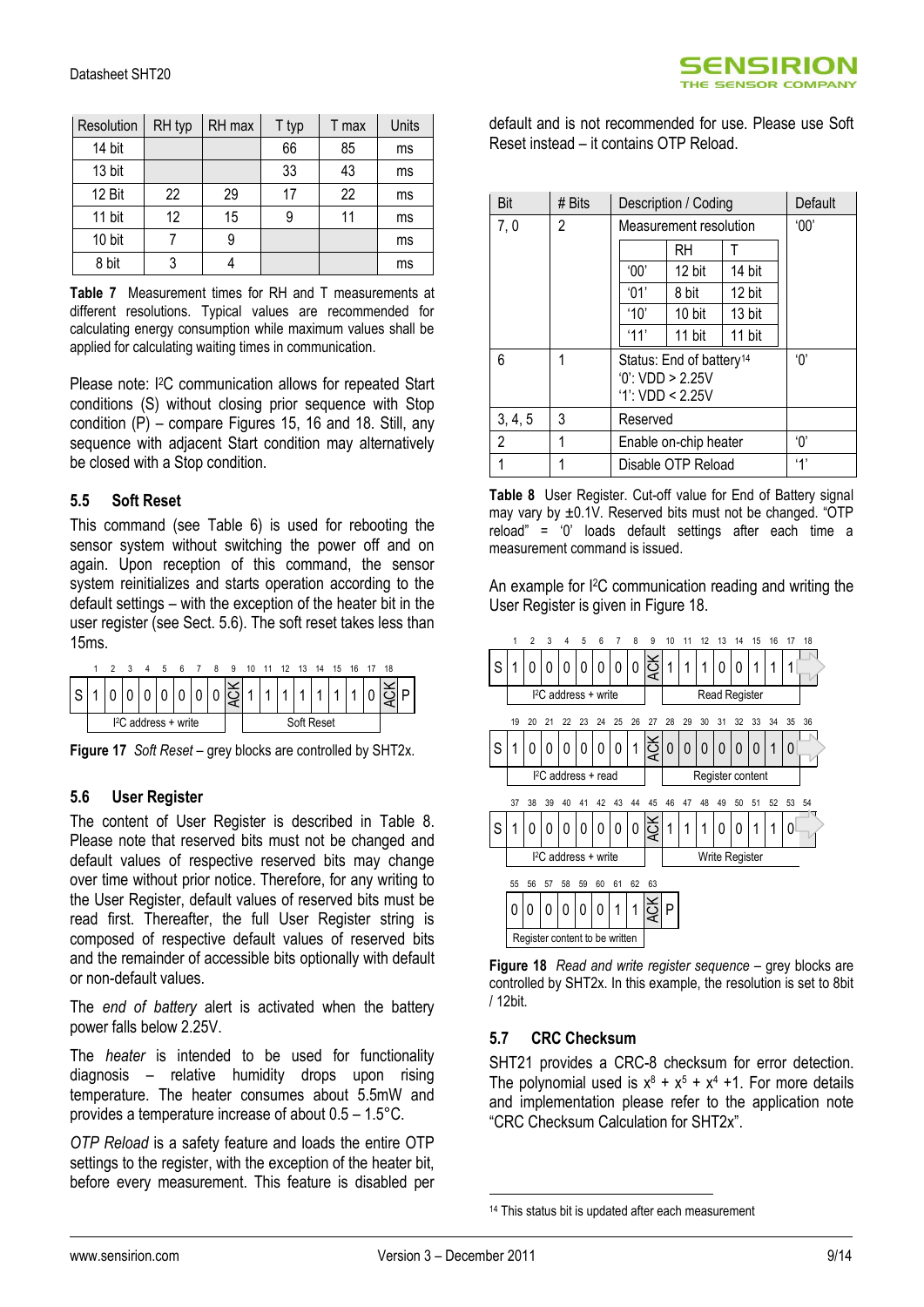| Resolution | RH typ | RH max | T typ | T max | Units |
|---|---|---|---|---|---|
| 14 bit | | | 66 | 85 | ms |
| 13 bit | | | 33 | 43 | ms |
| 12 Bit | 22 | 29 | 17 | 22 | ms |
| 11 bit | 12 | 15 | 9 | 11 | ms |
| 10 bit | 7 | 9 | | | ms |
| 8 bit | 3 | 4 | | | ms |

**Table 7** Measurement times for RH and T measurements at different resolutions. Typical values are recommended for calculating energy consumption while maximum values shall be applied for calculating waiting times in communication.

Please note: I²C communication allows for repeated Start conditions (S) without closing prior sequence with Stop condition (P) – compare Figures 15, 16 and 18. Still, any sequence with adjacent Start condition may alternatively be closed with a Stop condition.

## 5.5 Soft Reset

This command (see Table 6) is used for rebooting the sensor system without switching the power off and on again. Upon reception of this command, the sensor system reinitializes and starts operation according to the default settings – with the exception of the heater bit in the user register (see Sect. 5.6). The soft reset takes less than 15ms.

| | 1 | 2 | 3 | 4 | 5 | 6 | 7 | 8 | 9 | 10 | 11 | 12 | 13 | 14 | 15 | 16 | 17 | 18 | |
|---|---|---|---|---|---|---|---|---|---|---|---|---|---|---|---|---|---|---|---|
| S | 1 | 0 | 0 | 0 | 0 | 0 | 0 | 0 | ACK | 1 | 1 | 1 | 1 | 1 | 1 | 1 | 0 | ACK | P |
| | I²C address + write | | | | | | | | | Soft Reset | | | | | | | | | |

**Figure 17** *Soft Reset* – grey blocks are controlled by SHT2x.

## 5.6 User Register

The content of User Register is described in Table 8. Please note that reserved bits must not be changed and default values of respective reserved bits may change over time without prior notice. Therefore, for any writing to the User Register, default values of reserved bits must be read first. Thereafter, the full User Register string is composed of respective default values of reserved bits and the remainder of accessible bits optionally with default or non-default values.

The *end of battery* alert is activated when the battery power falls below 2.25V.

The *heater* is intended to be used for functionality diagnosis – relative humidity drops upon rising temperature. The heater consumes about 5.5mW and provides a temperature increase of about 0.5 – 1.5°C.

*OTP Reload* is a safety feature and loads the entire OTP settings to the register, with the exception of the heater bit, before every measurement. This feature is disabled per default and is not recommended for use. Please use Soft Reset instead – it contains OTP Reload.

| Bit | # Bits | Description / Coding | | | Default |
|---|---|---|---|---|---|
| 7, 0 | 2 | Measurement resolution | | | '00' |
| | | | RH | T | |
| | | '00' | 12 bit | 14 bit | |
| | | '01' | 8 bit | 12 bit | |
| | | '10' | 10 bit | 13 bit | |
| | | '11' | 11 bit | 11 bit | |
| 6 | 1 | Status: End of battery[14]<br>'0': VDD > 2.25V<br>'1': VDD < 2.25V | | | '0' |
| 3, 4, 5 | 3 | Reserved | | | |
| 2 | 1 | Enable on-chip heater | | | '0' |
| 1 | 1 | Disable OTP Reload | | | '1' |

**Table 8** User Register. Cut-off value for End of Battery signal may vary by ±0.1V. Reserved bits must not be changed. "OTP reload" = '0' loads default settings after each time a measurement command is issued.

An example for I²C communication reading and writing the User Register is given in Figure 18.

| | 1 | 2 | 3 | 4 | 5 | 6 | 7 | 8 | 9 | 10 | 11 | 12 | 13 | 14 | 15 | 16 | 17 | 18 |
|---|---|---|---|---|---|---|---|---|---|---|---|---|---|---|---|---|---|---|
| S | 1 | 0 | 0 | 0 | 0 | 0 | 0 | 0 | ACK | 1 | 1 | 1 | 0 | 0 | 1 | 1 | 1 | |
| | I²C address + write | | | | | | | | | Read Register | | | | | | | | |
| | 19 | 20 | 21 | 22 | 23 | 24 | 25 | 26 | 27 | 28 | 29 | 30 | 31 | 32 | 33 | 34 | 35 | 36 |
| S | 1 | 0 | 0 | 0 | 0 | 0 | 0 | 1 | ACK | 0 | 0 | 0 | 0 | 0 | 0 | 1 | 0 | |
| | I²C address + read | | | | | | | | | Register content | | | | | | | | |
| | 37 | 38 | 39 | 40 | 41 | 42 | 43 | 44 | 45 | 46 | 47 | 48 | 49 | 50 | 51 | 52 | 53 | 54 |
| S | 1 | 0 | 0 | 0 | 0 | 0 | 0 | 0 | ACK | 1 | 1 | 1 | 0 | 0 | 1 | 1 | 0 | |
| | I²C address + write | | | | | | | | | Write Register | | | | | | | | |
| | 55 | 56 | 57 | 58 | 59 | 60 | 61 | 62 | 63 | | | | | | | | | |
| | 0 | 0 | 0 | 0 | 0 | 0 | 1 | 1 | ACK | P | | | | | | | | |
| | Register content to be written | | | | | | | | | | | | | | | | | |

**Figure 18** *Read and write register sequence* – grey blocks are controlled by SHT2x. In this example, the resolution is set to 8bit / 12bit.

## 5.7 CRC Checksum

SHT21 provides a CRC-8 checksum for error detection. The polynomial used is $x^8 + x^5 + x^4 + 1$. For more details and implementation please refer to the application note "CRC Checksum Calculation for SHT2x".

[14] This status bit is updated after each measurement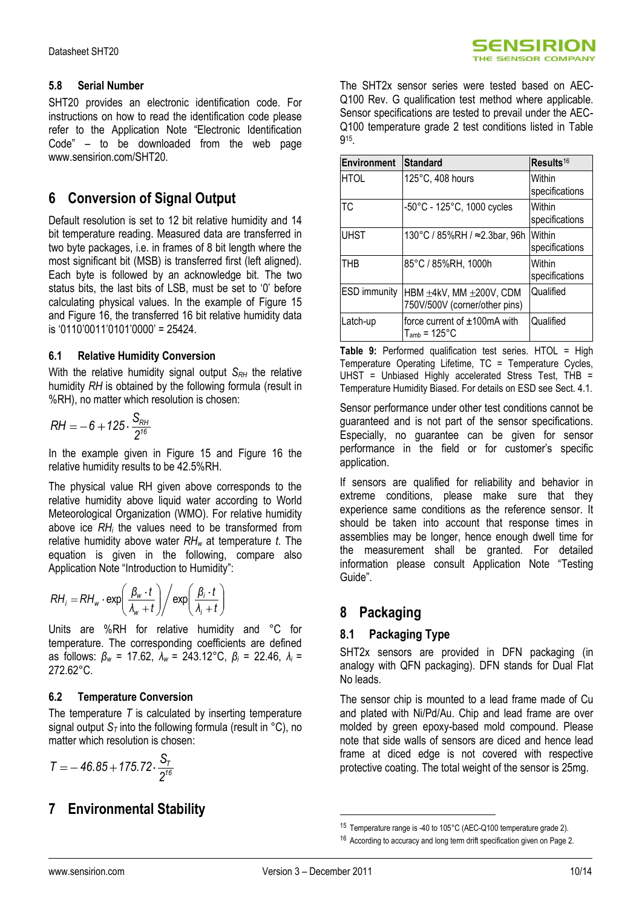### 5.8 Serial Number

SHT20 provides an electronic identification code. For instructions on how to read the identification code please refer to the Application Note "Electronic Identification Code" – to be downloaded from the web page www.sensirion.com/SHT20.

## 6 Conversion of Signal Output

Default resolution is set to 12 bit relative humidity and 14 bit temperature reading. Measured data are transferred in two byte packages, i.e. in frames of 8 bit length where the most significant bit (MSB) is transferred first (left aligned). Each byte is followed by an acknowledge bit. The two status bits, the last bits of LSB, must be set to '0' before calculating physical values. In the example of Figure 15 and Figure 16, the transferred 16 bit relative humidity data is '0110'0011'0101'0000' = 25424.

### 6.1 Relative Humidity Conversion

With the relative humidity signal output $S_{RH}$ the relative humidity $RH$ is obtained by the following formula (result in %RH), no matter which resolution is chosen:

$$RH = -6 + 125 \cdot \frac{S_{RH}}{2^{16}}$$

In the example given in Figure 15 and Figure 16 the relative humidity results to be 42.5%RH.

The physical value RH given above corresponds to the relative humidity above liquid water according to World Meteorological Organization (WMO). For relative humidity above ice $RH_i$ the values need to be transformed from relative humidity above water $RH_w$ at temperature $t$. The equation is given in the following, compare also Application Note "Introduction to Humidity":

$$RH_i = RH_w \cdot \exp\left(\frac{\beta_w \cdot t}{\lambda_w + t}\right) \Big/ \exp\left(\frac{\beta_i \cdot t}{\lambda_i + t}\right)$$

Units are %RH for relative humidity and °C for temperature. The corresponding coefficients are defined as follows: $\beta_w$ = 17.62, $\lambda_w$ = 243.12°C, $\beta_i$ = 22.46, $\lambda_i$ = 272.62°C.

### 6.2 Temperature Conversion

The temperature $T$ is calculated by inserting temperature signal output $S_T$ into the following formula (result in °C), no matter which resolution is chosen:

$$T = -46.85 + 175.72 \cdot \frac{S_T}{2^{16}}$$

## 7 Environmental Stability

The SHT2x sensor series were tested based on AEC-Q100 Rev. G qualification test method where applicable. Sensor specifications are tested to prevail under the AEC-Q100 temperature grade 2 test conditions listed in Table 9[15].

| Environment | Standard | Results[16] |
|---|---|---|
| HTOL | 125°C, 408 hours | Within specifications |
| TC | -50°C - 125°C, 1000 cycles | Within specifications |
| UHST | 130°C / 85%RH / ≈2.3bar, 96h | Within specifications |
| THB | 85°C / 85%RH, 1000h | Within specifications |
| ESD immunity | HBM ±4kV, MM ±200V, CDM 750V/500V (corner/other pins) | Qualified |
| Latch-up | force current of ±100mA with $T_{amb}$ = 125°C | Qualified |

**Table 9:** Performed qualification test series. HTOL = High Temperature Operating Lifetime, TC = Temperature Cycles, UHST = Unbiased Highly accelerated Stress Test, THB = Temperature Humidity Biased. For details on ESD see Sect. 4.1.

Sensor performance under other test conditions cannot be guaranteed and is not part of the sensor specifications. Especially, no guarantee can be given for sensor performance in the field or for customer's specific application.

If sensors are qualified for reliability and behavior in extreme conditions, please make sure that they experience same conditions as the reference sensor. It should be taken into account that response times in assemblies may be longer, hence enough dwell time for the measurement shall be granted. For detailed information please consult Application Note "Testing Guide".

## 8 Packaging

### 8.1 Packaging Type

SHT2x sensors are provided in DFN packaging (in analogy with QFN packaging). DFN stands for Dual Flat No leads.

The sensor chip is mounted to a lead frame made of Cu and plated with Ni/Pd/Au. Chip and lead frame are over molded by green epoxy-based mold compound. Please note that side walls of sensors are diced and hence lead frame at diced edge is not covered with respective protective coating. The total weight of the sensor is 25mg.

---

[15] Temperature range is -40 to 105°C (AEC-Q100 temperature grade 2).

[16] According to accuracy and long term drift specification given on Page 2.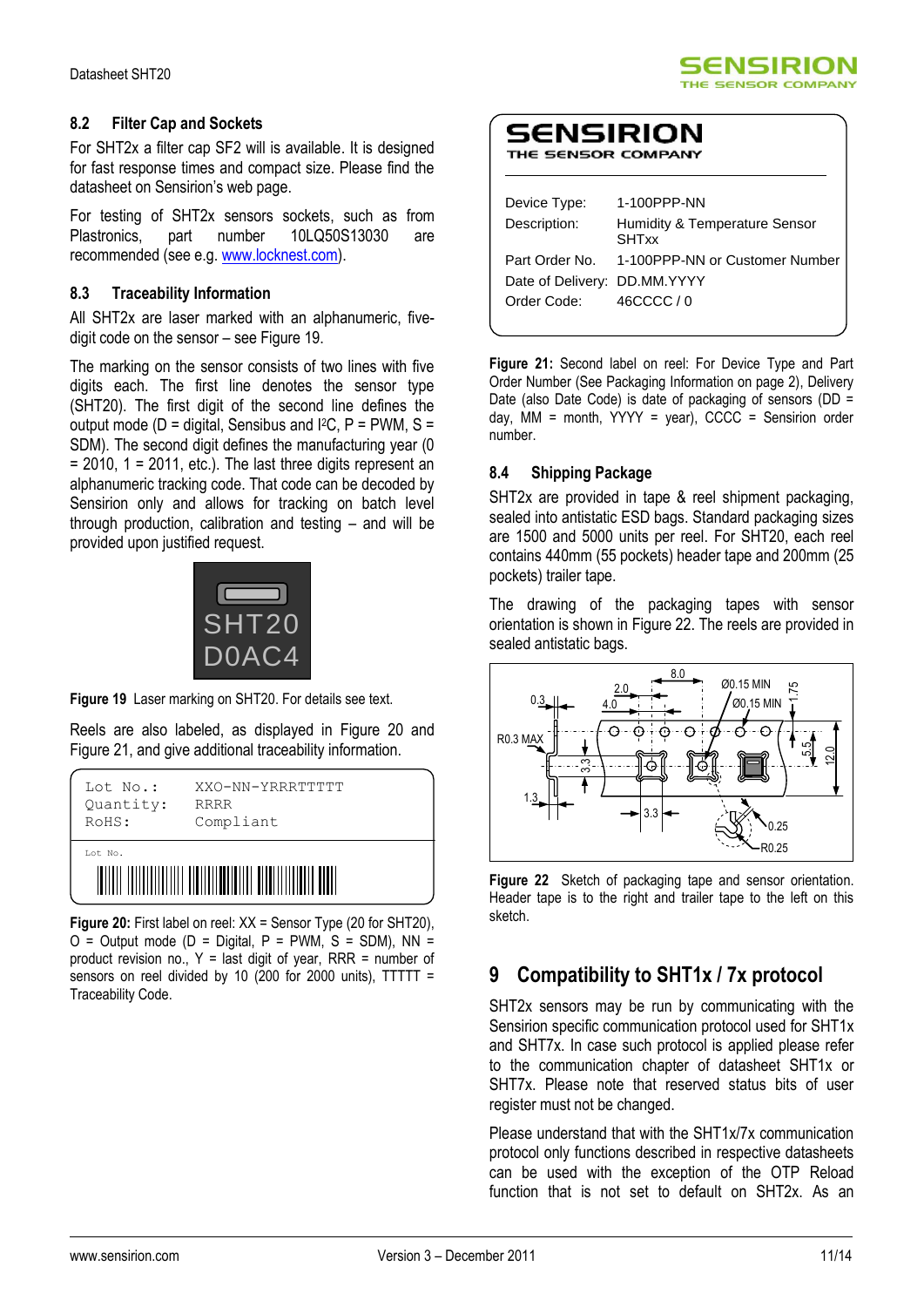### 8.2 Filter Cap and Sockets

For SHT2x a filter cap SF2 will is available. It is designed for fast response times and compact size. Please find the datasheet on Sensirion's web page.

For testing of SHT2x sensors sockets, such as from Plastronics, part number 10LQ50S13030 are recommended (see e.g. www.locknest.com).

### 8.3 Traceability Information

All SHT2x are laser marked with an alphanumeric, five-digit code on the sensor – see Figure 19.

The marking on the sensor consists of two lines with five digits each. The first line denotes the sensor type (SHT20). The first digit of the second line defines the output mode (D = digital, Sensibus and I²C, P = PWM, S = SDM). The second digit defines the manufacturing year (0 = 2010, 1 = 2011, etc.). The last three digits represent an alphanumeric tracking code. That code can be decoded by Sensirion only and allows for tracking on batch level through production, calibration and testing – and will be provided upon justified request.

SHT20
D0AC4

**Figure 19** Laser marking on SHT20. For details see text.

Reels are also labeled, as displayed in Figure 20 and Figure 21, and give additional traceability information.

```
Lot No.:    XXO-NN-YRRRTTTTT
Quantity:   RRRR
RoHS:       Compliant

Lot No.
```

**Figure 20:** First label on reel: XX = Sensor Type (20 for SHT20), O = Output mode (D = Digital, P = PWM, S = SDM), NN = product revision no., Y = last digit of year, RRR = number of sensors on reel divided by 10 (200 for 2000 units), TTTTT = Traceability Code.

SENSIRION
THE SENSOR COMPANY

| | |
|---|---|
| Device Type: | 1-100PPP-NN |
| Description: | Humidity & Temperature Sensor SHTxx |
| Part Order No. | 1-100PPP-NN or Customer Number |
| Date of Delivery: | DD.MM.YYYY |
| Order Code: | 46CCCC / 0 |

**Figure 21:** Second label on reel: For Device Type and Part Order Number (See Packaging Information on page 2), Delivery Date (also Date Code) is date of packaging of sensors (DD = day, MM = month, YYYY = year), CCCC = Sensirion order number.

### 8.4 Shipping Package

SHT2x are provided in tape & reel shipment packaging, sealed into antistatic ESD bags. Standard packaging sizes are 1500 and 5000 units per reel. For SHT20, each reel contains 440mm (55 pockets) header tape and 200mm (25 pockets) trailer tape.

The drawing of the packaging tapes with sensor orientation is shown in Figure 22. The reels are provided in sealed antistatic bags.

**Figure 22** Sketch of packaging tape and sensor orientation. Header tape is to the right and trailer tape to the left on this sketch.

## 9 Compatibility to SHT1x / 7x protocol

SHT2x sensors may be run by communicating with the Sensirion specific communication protocol used for SHT1x and SHT7x. In case such protocol is applied please refer to the communication chapter of datasheet SHT1x or SHT7x. Please note that reserved status bits of user register must not be changed.

Please understand that with the SHT1x/7x communication protocol only functions described in respective datasheets can be used with the exception of the OTP Reload function that is not set to default on SHT2x. As an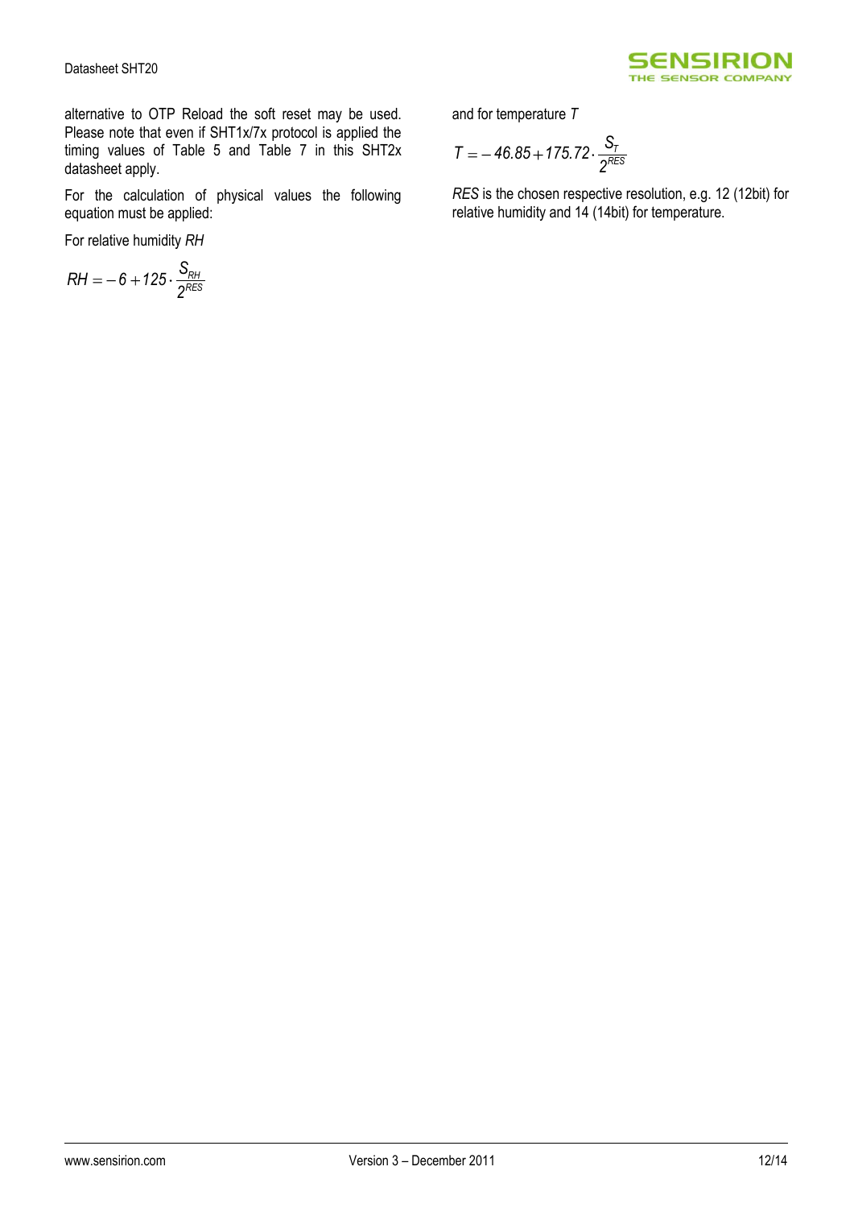alternative to OTP Reload the soft reset may be used. Please note that even if SHT1x/7x protocol is applied the timing values of Table 5 and Table 7 in this SHT2x datasheet apply.

For the calculation of physical values the following equation must be applied:

For relative humidity *RH*

$$RH = -6 + 125 \cdot \frac{S_{RH}}{2^{RES}}$$

and for temperature *T*

$$T = -46.85 + 175.72 \cdot \frac{S_T}{2^{RES}}$$

*RES* is the chosen respective resolution, e.g. 12 (12bit) for relative humidity and 14 (14bit) for temperature.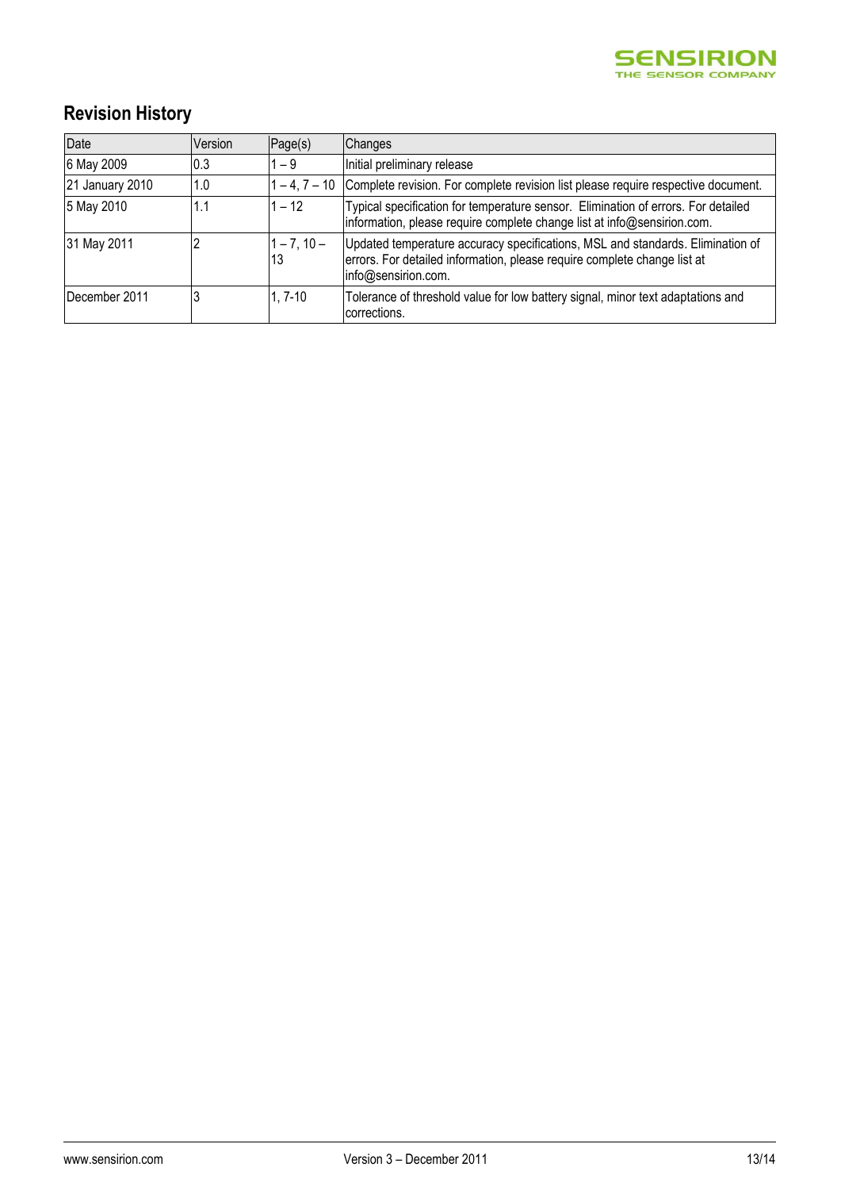## Revision History

| Date | Version | Page(s) | Changes |
|---|---|---|---|
| 6 May 2009 | 0.3 | 1 – 9 | Initial preliminary release |
| 21 January 2010 | 1.0 | 1 – 4, 7 – 10 | Complete revision. For complete revision list please require respective document. |
| 5 May 2010 | 1.1 | 1 – 12 | Typical specification for temperature sensor. Elimination of errors. For detailed information, please require complete change list at info@sensirion.com. |
| 31 May 2011 | 2 | 1 – 7, 10 – 13 | Updated temperature accuracy specifications, MSL and standards. Elimination of errors. For detailed information, please require complete change list at info@sensirion.com. |
| December 2011 | 3 | 1, 7-10 | Tolerance of threshold value for low battery signal, minor text adaptations and corrections. |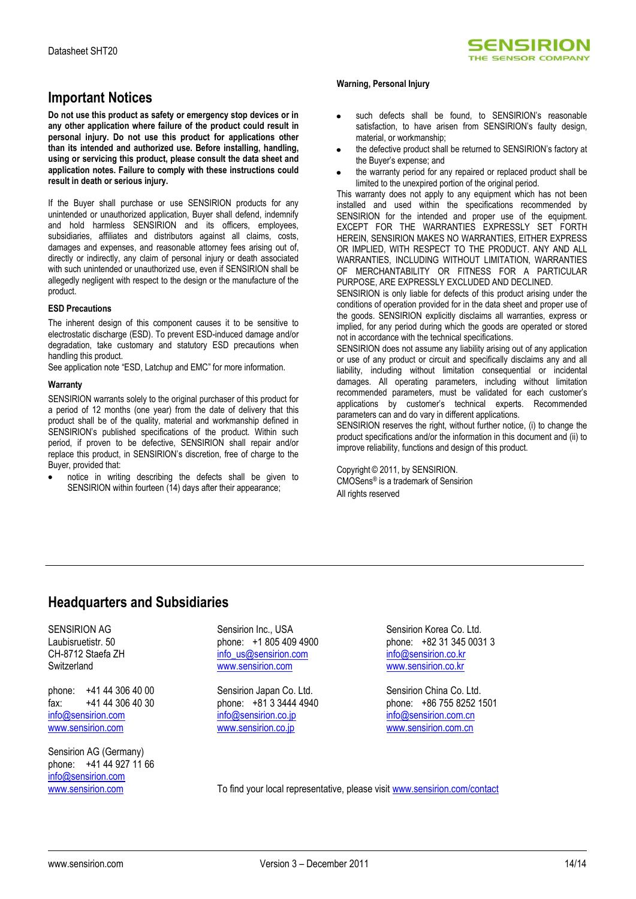## Important Notices

**Warning, Personal Injury**

**Do not use this product as safety or emergency stop devices or in any other application where failure of the product could result in personal injury. Do not use this product for applications other than its intended and authorized use. Before installing, handling, using or servicing this product, please consult the data sheet and application notes. Failure to comply with these instructions could result in death or serious injury.**

If the Buyer shall purchase or use SENSIRION products for any unintended or unauthorized application, Buyer shall defend, indemnify and hold harmless SENSIRION and its officers, employees, subsidiaries, affiliates and distributors against all claims, costs, damages and expenses, and reasonable attorney fees arising out of, directly or indirectly, any claim of personal injury or death associated with such unintended or unauthorized use, even if SENSIRION shall be allegedly negligent with respect to the design or the manufacture of the product.

**ESD Precautions**

The inherent design of this component causes it to be sensitive to electrostatic discharge (ESD). To prevent ESD-induced damage and/or degradation, take customary and statutory ESD precautions when handling this product.

See application note "ESD, Latchup and EMC" for more information.

**Warranty**

SENSIRION warrants solely to the original purchaser of this product for a period of 12 months (one year) from the date of delivery that this product shall be of the quality, material and workmanship defined in SENSIRION's published specifications of the product. Within such period, if proven to be defective, SENSIRION shall repair and/or replace this product, in SENSIRION's discretion, free of charge to the Buyer, provided that:

- notice in writing describing the defects shall be given to SENSIRION within fourteen (14) days after their appearance;
- such defects shall be found, to SENSIRION's reasonable satisfaction, to have arisen from SENSIRION's faulty design, material, or workmanship;
- the defective product shall be returned to SENSIRION's factory at the Buyer's expense; and
- the warranty period for any repaired or replaced product shall be limited to the unexpired portion of the original period.

This warranty does not apply to any equipment which has not been installed and used within the specifications recommended by SENSIRION for the intended and proper use of the equipment. EXCEPT FOR THE WARRANTIES EXPRESSLY SET FORTH HEREIN, SENSIRION MAKES NO WARRANTIES, EITHER EXPRESS OR IMPLIED, WITH RESPECT TO THE PRODUCT. ANY AND ALL WARRANTIES, INCLUDING WITHOUT LIMITATION, WARRANTIES OF MERCHANTABILITY OR FITNESS FOR A PARTICULAR PURPOSE, ARE EXPRESSLY EXCLUDED AND DECLINED.

SENSIRION is only liable for defects of this product arising under the conditions of operation provided for in the data sheet and proper use of the goods. SENSIRION explicitly disclaims all warranties, express or implied, for any period during which the goods are operated or stored not in accordance with the technical specifications.

SENSIRION does not assume any liability arising out of any application or use of any product or circuit and specifically disclaims any and all liability, including without limitation consequential or incidental damages. All operating parameters, including without limitation recommended parameters, must be validated for each customer's applications by customer's technical experts. Recommended parameters can and do vary in different applications.

SENSIRION reserves the right, without further notice, (i) to change the product specifications and/or the information in this document and (ii) to improve reliability, functions and design of this product.

Copyright © 2011, by SENSIRION.
CMOSens® is a trademark of Sensirion
All rights reserved

## Headquarters and Subsidiaries

SENSIRION AG
Laubisruetistr. 50
CH-8712 Staefa ZH
Switzerland

phone: +41 44 306 40 00
fax: +41 44 306 40 30
info@sensirion.com
www.sensirion.com

Sensirion AG (Germany)
phone: +41 44 927 11 66
info@sensirion.com
www.sensirion.com

Sensirion Inc., USA
phone: +1 805 409 4900
info_us@sensirion.com
www.sensirion.com

Sensirion Japan Co. Ltd.
phone: +81 3 3444 4940
info@sensirion.co.jp
www.sensirion.co.jp

Sensirion Korea Co. Ltd.
phone: +82 31 345 0031 3
info@sensirion.co.kr
www.sensirion.co.kr

Sensirion China Co. Ltd.
phone: +86 755 8252 1501
info@sensirion.com.cn
www.sensirion.com.cn

To find your local representative, please visit www.sensirion.com/contact